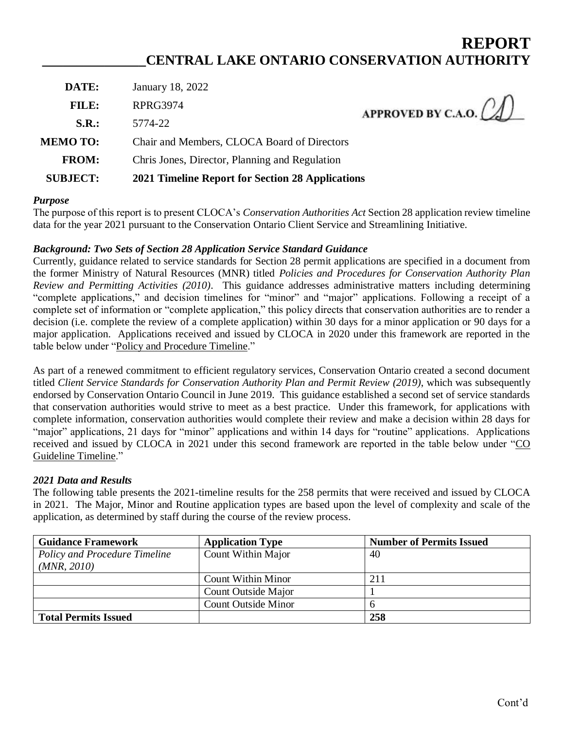# REPORT

## CENTRAL LAKE ONTARIO CONSERVATION AUTHORITY

**DATE:** January 18, 2022

**FILE:** RPRG3974

**S.R.:** 5774-22

APPROVED BY C.A.O.

**MEMO TO:** Chair and Members, CLOCA Board of Directors

**FROM:** Chris Jones, Director, Planning and Regulation

**SUBJECT:** **2021 Timeline Report for Section 28 Applications**

***Purpose***

The purpose of this report is to present CLOCA's *Conservation Authorities Act* Section 28 application review timeline data for the year 2021 pursuant to the Conservation Ontario Client Service and Streamlining Initiative.

***Background: Two Sets of Section 28 Application Service Standard Guidance***

Currently, guidance related to service standards for Section 28 permit applications are specified in a document from the former Ministry of Natural Resources (MNR) titled *Policies and Procedures for Conservation Authority Plan Review and Permitting Activities (2010)*. This guidance addresses administrative matters including determining "complete applications," and decision timelines for "minor" and "major" applications. Following a receipt of a complete set of information or "complete application," this policy directs that conservation authorities are to render a decision (i.e. complete the review of a complete application) within 30 days for a minor application or 90 days for a major application. Applications received and issued by CLOCA in 2020 under this framework are reported in the table below under "Policy and Procedure Timeline."

As part of a renewed commitment to efficient regulatory services, Conservation Ontario created a second document titled *Client Service Standards for Conservation Authority Plan and Permit Review (2019)*, which was subsequently endorsed by Conservation Ontario Council in June 2019. This guidance established a second set of service standards that conservation authorities would strive to meet as a best practice. Under this framework, for applications with complete information, conservation authorities would complete their review and make a decision within 28 days for "major" applications, 21 days for "minor" applications and within 14 days for "routine" applications. Applications received and issued by CLOCA in 2021 under this second framework are reported in the table below under "CO Guideline Timeline."

***2021 Data and Results***

The following table presents the 2021-timeline results for the 258 permits that were received and issued by CLOCA in 2021. The Major, Minor and Routine application types are based upon the level of complexity and scale of the application, as determined by staff during the course of the review process.

| Guidance Framework | Application Type | Number of Permits Issued |
|---|---|---|
| *Policy and Procedure Timeline (MNR, 2010)* | Count Within Major | 40 |
| | Count Within Minor | 211 |
| | Count Outside Major | 1 |
| | Count Outside Minor | 6 |
| **Total Permits Issued** | | **258** |

Cont'd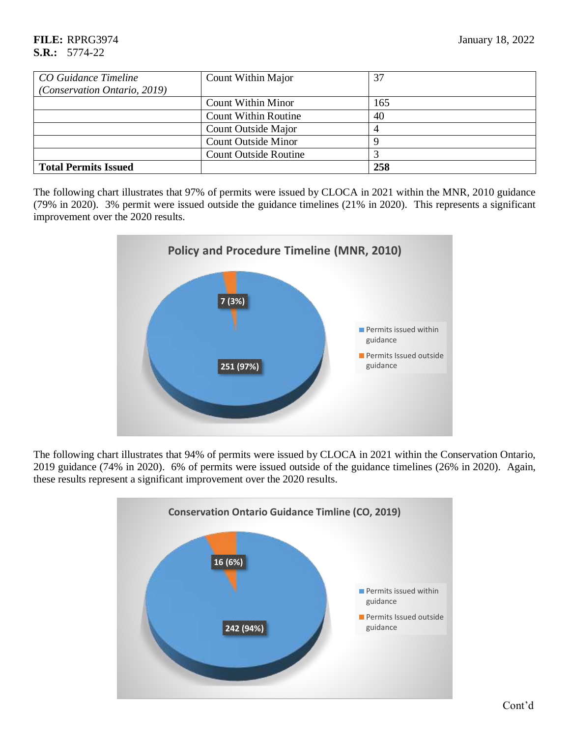| *CO Guidance Timeline (Conservation Ontario, 2019)* | Count Within Major | 37 |
|---|---|---|
| | Count Within Minor | 165 |
| | Count Within Routine | 40 |
| | Count Outside Major | 4 |
| | Count Outside Minor | 9 |
| | Count Outside Routine | 3 |
| **Total Permits Issued** | | **258** |

The following chart illustrates that 97% of permits were issued by CLOCA in 2021 within the MNR, 2010 guidance (79% in 2020). 3% permit were issued outside the guidance timelines (21% in 2020). This represents a significant improvement over the 2020 results.

**Policy and Procedure Timeline (MNR, 2010)**

- Permits issued within guidance: 251 (97%)
- Permits Issued outside guidance: 7 (3%)

The following chart illustrates that 94% of permits were issued by CLOCA in 2021 within the Conservation Ontario, 2019 guidance (74% in 2020). 6% of permits were issued outside of the guidance timelines (26% in 2020). Again, these results represent a significant improvement over the 2020 results.

**Conservation Ontario Guidance Timline (CO, 2019)**

- Permits issued within guidance: 242 (94%)
- Permits Issued outside guidance: 16 (6%)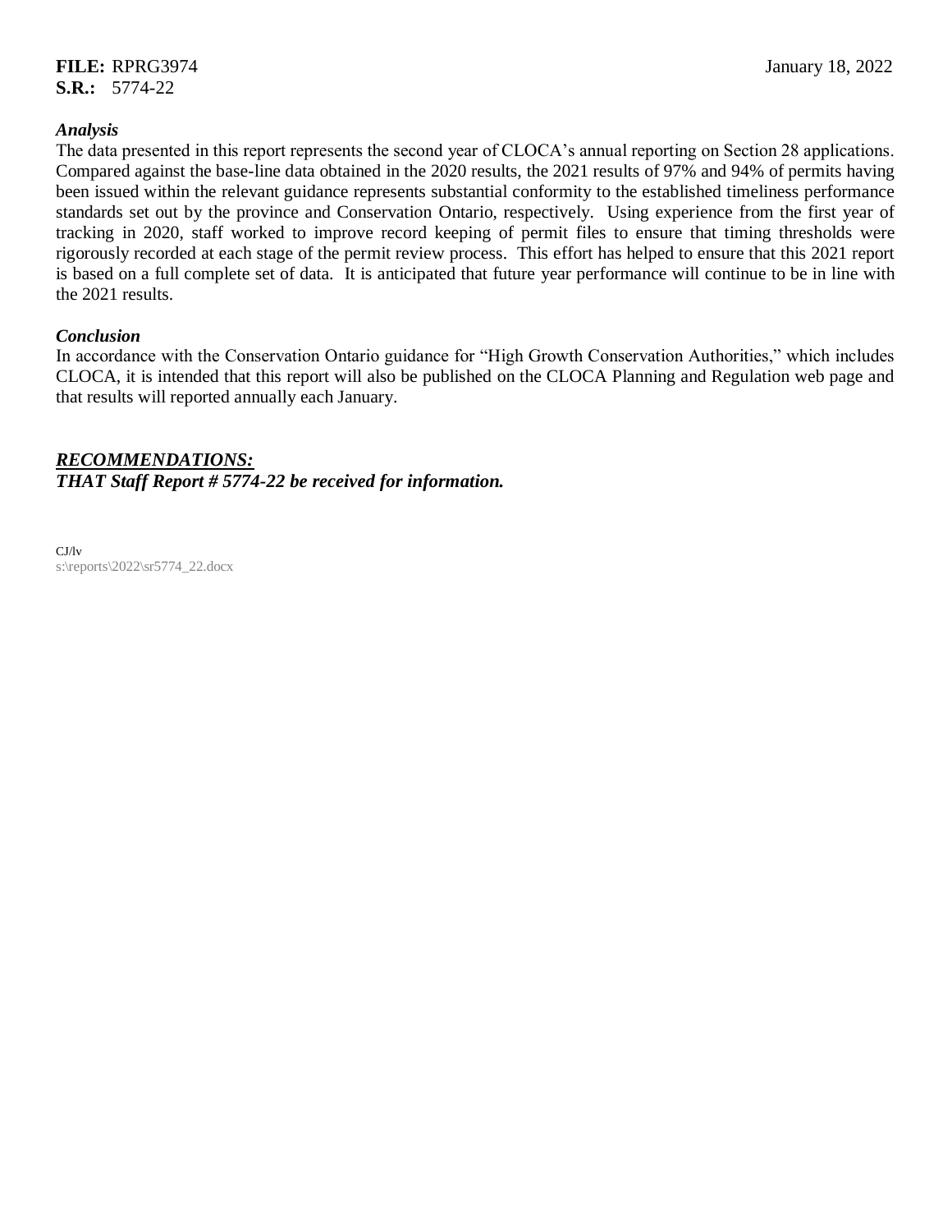**FILE:** RPRG3974 January 18, 2022
**S.R.:** 5774-22

### *Analysis*

The data presented in this report represents the second year of CLOCA's annual reporting on Section 28 applications. Compared against the base-line data obtained in the 2020 results, the 2021 results of 97% and 94% of permits having been issued within the relevant guidance represents substantial conformity to the established timeliness performance standards set out by the province and Conservation Ontario, respectively. Using experience from the first year of tracking in 2020, staff worked to improve record keeping of permit files to ensure that timing thresholds were rigorously recorded at each stage of the permit review process. This effort has helped to ensure that this 2021 report is based on a full complete set of data. It is anticipated that future year performance will continue to be in line with the 2021 results.

### *Conclusion*

In accordance with the Conservation Ontario guidance for "High Growth Conservation Authorities," which includes CLOCA, it is intended that this report will also be published on the CLOCA Planning and Regulation web page and that results will reported annually each January.

***<u>RECOMMENDATIONS:</u>***
***THAT Staff Report # 5774-22 be received for information.***

CJ/lv
s:\reports\2022\sr5774_22.docx